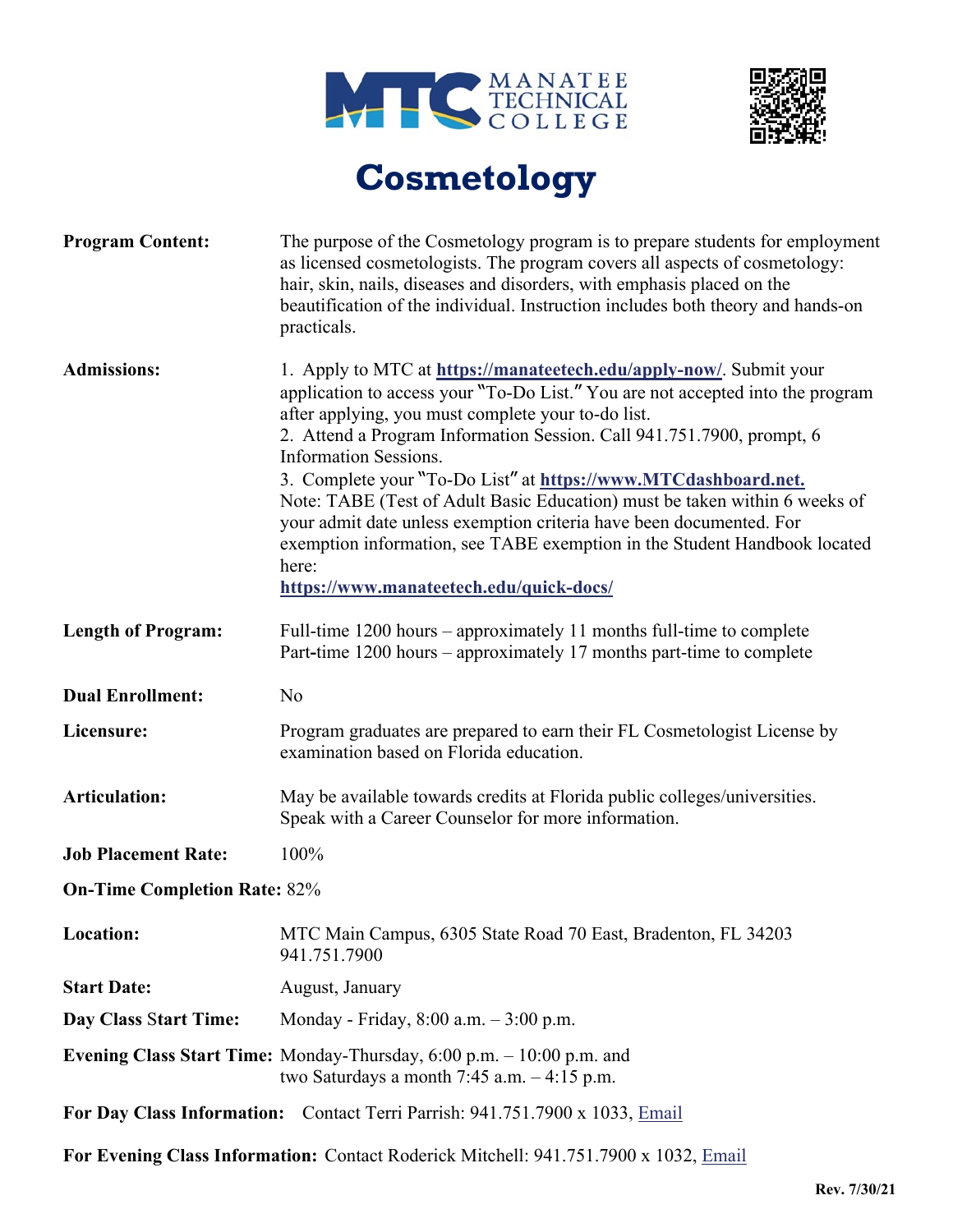# Cosmetology

**Program Content:** The purpose of the Cosmetology program is to prepare students for employment as licensed cosmetologists. The program covers all aspects of cosmetology: hair, skin, nails, diseases and disorders, with emphasis placed on the beautification of the individual. Instruction includes both theory and hands-on practicals.

**Admissions:**

1. Apply to MTC at **https://manateetech.edu/apply-now/**. Submit your application to access your "To-Do List." You are not accepted into the program after applying, you must complete your to-do list.
2. Attend a Program Information Session. Call 941.751.7900, prompt, 6 Information Sessions.
3. Complete your "To-Do List" at **https://www.MTCdashboard.net.**

Note: TABE (Test of Adult Basic Education) must be taken within 6 weeks of your admit date unless exemption criteria have been documented. For exemption information, see TABE exemption in the Student Handbook located here: **https://www.manateetech.edu/quick-docs/**

**Length of Program:** Full-time 1200 hours – approximately 11 months full-time to complete
Part-time 1200 hours – approximately 17 months part-time to complete

**Dual Enrollment:** No

**Licensure:** Program graduates are prepared to earn their FL Cosmetologist License by examination based on Florida education.

**Articulation:** May be available towards credits at Florida public colleges/universities. Speak with a Career Counselor for more information.

**Job Placement Rate:** 100%

**On-Time Completion Rate:** 82%

**Location:** MTC Main Campus, 6305 State Road 70 East, Bradenton, FL 34203
941.751.7900

**Start Date:** August, January

**Day Class Start Time:** Monday - Friday, 8:00 a.m. – 3:00 p.m.

**Evening Class Start Time:** Monday-Thursday, 6:00 p.m. – 10:00 p.m. and two Saturdays a month 7:45 a.m. – 4:15 p.m.

**For Day Class Information:** Contact Terri Parrish: 941.751.7900 x 1033, Email

**For Evening Class Information:** Contact Roderick Mitchell: 941.751.7900 x 1032, Email

Rev. 7/30/21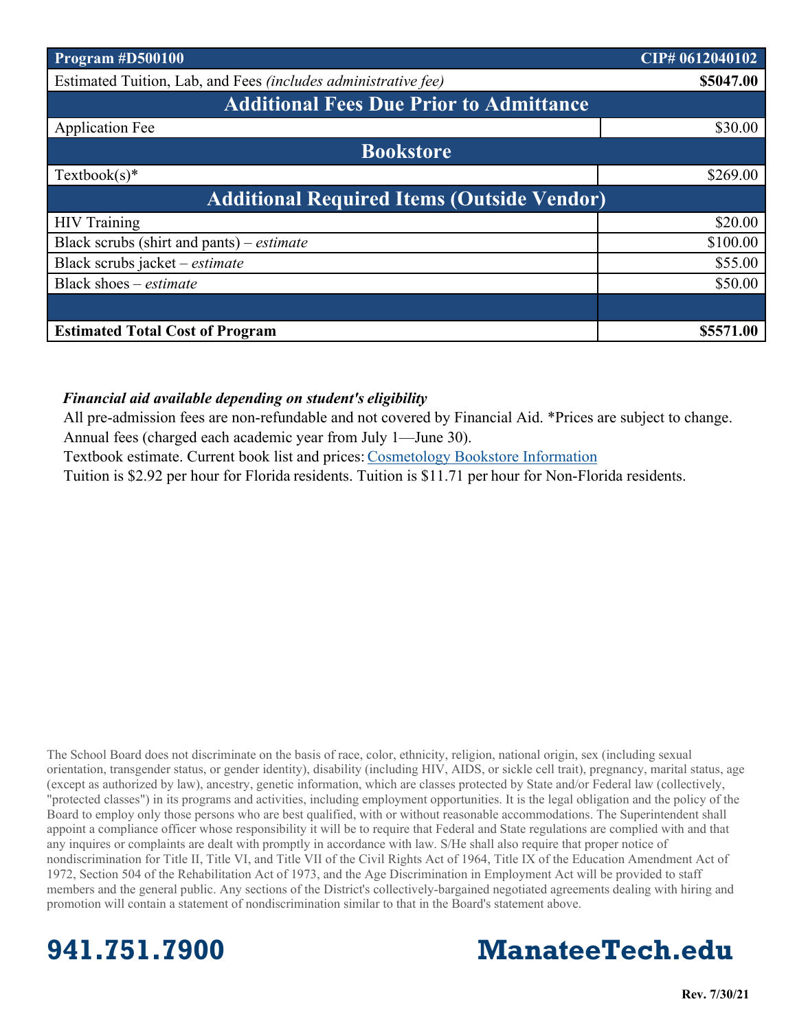| Program #D500100 | CIP# 0612040102 |
| --- | --- |
| Estimated Tuition, Lab, and Fees *(includes administrative fee)* | **$5047.00** |
| **Additional Fees Due Prior to Admittance** | |
| Application Fee | $30.00 |
| **Bookstore** | |
| Textbook(s)* | $269.00 |
| **Additional Required Items (Outside Vendor)** | |
| HIV Training | $20.00 |
| Black scrubs (shirt and pants) – *estimate* | $100.00 |
| Black scrubs jacket – *estimate* | $55.00 |
| Black shoes – *estimate* | $50.00 |
| | |
| **Estimated Total Cost of Program** | **$5571.00** |

***Financial aid available depending on student's eligibility***

All pre-admission fees are non-refundable and not covered by Financial Aid. *Prices are subject to change.

Annual fees (charged each academic year from July 1—June 30).

Textbook estimate. Current book list and prices: Cosmetology Bookstore Information

Tuition is $2.92 per hour for Florida residents. Tuition is $11.71 per hour for Non-Florida residents.

The School Board does not discriminate on the basis of race, color, ethnicity, religion, national origin, sex (including sexual orientation, transgender status, or gender identity), disability (including HIV, AIDS, or sickle cell trait), pregnancy, marital status, age (except as authorized by law), ancestry, genetic information, which are classes protected by State and/or Federal law (collectively, "protected classes") in its programs and activities, including employment opportunities. It is the legal obligation and the policy of the Board to employ only those persons who are best qualified, with or without reasonable accommodations. The Superintendent shall appoint a compliance officer whose responsibility it will be to require that Federal and State regulations are complied with and that any inquires or complaints are dealt with promptly in accordance with law. S/He shall also require that proper notice of nondiscrimination for Title II, Title VI, and Title VII of the Civil Rights Act of 1964, Title IX of the Education Amendment Act of 1972, Section 504 of the Rehabilitation Act of 1973, and the Age Discrimination in Employment Act will be provided to staff members and the general public. Any sections of the District's collectively-bargained negotiated agreements dealing with hiring and promotion will contain a statement of nondiscrimination similar to that in the Board's statement above.

**941.751.7900** **ManateeTech.edu**

**Rev. 7/30/21**